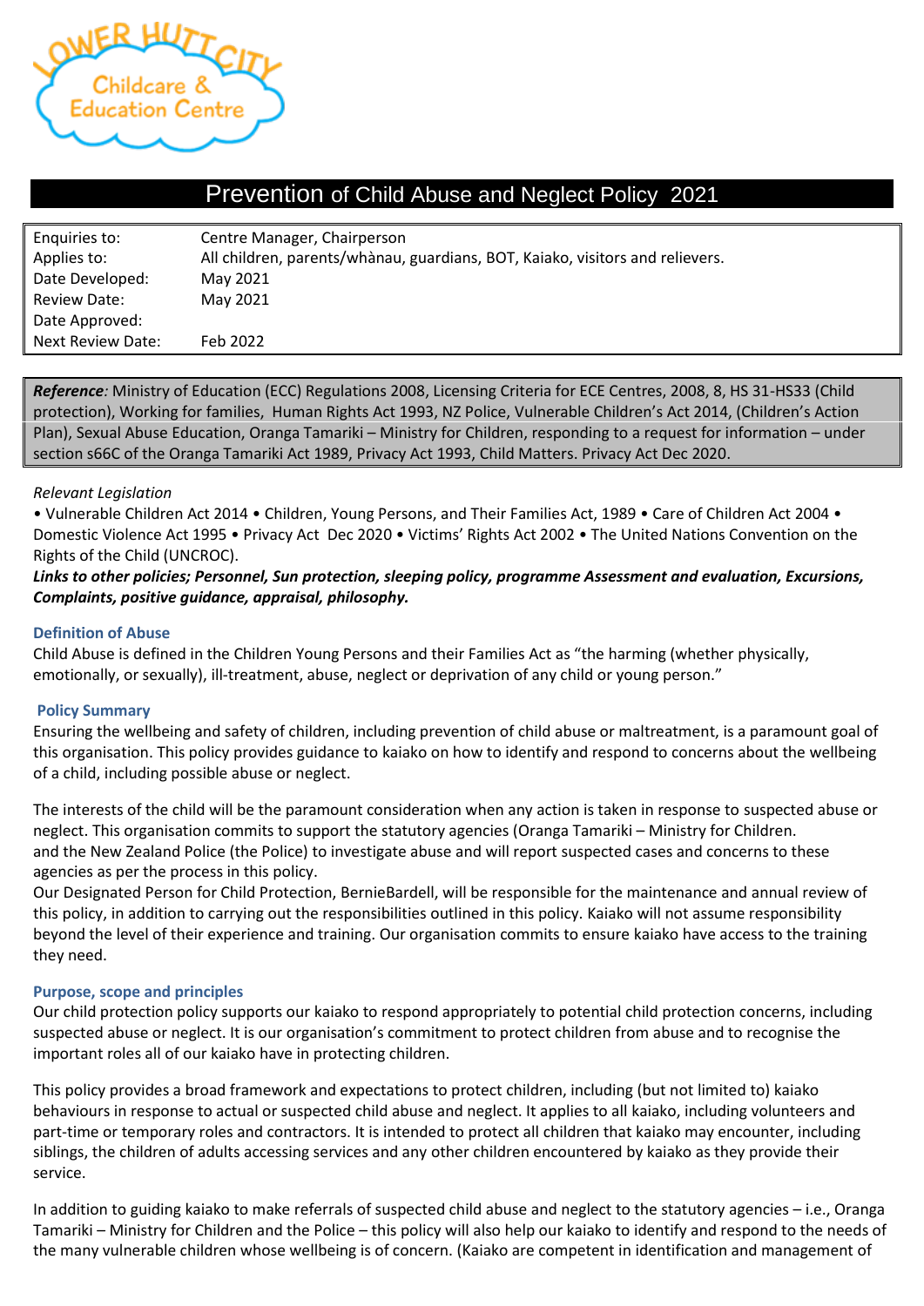# Prevention of Child Abuse and Neglect Policy 2021

| | |
|---|---|
| Enquiries to: | Centre Manager, Chairperson |
| Applies to: | All children, parents/whànau, guardians, BOT, Kaiako, visitors and relievers. |
| Date Developed: | May 2021 |
| Review Date: | May 2021 |
| Date Approved: | |
| Next Review Date: | Feb 2022 |

***Reference**:* Ministry of Education (ECC) Regulations 2008, Licensing Criteria for ECE Centres, 2008, 8, HS 31-HS33 (Child protection), Working for families, Human Rights Act 1993, NZ Police, Vulnerable Children's Act 2014, (Children's Action Plan), Sexual Abuse Education, Oranga Tamariki – Ministry for Children, responding to a request for information – under section s66C of the Oranga Tamariki Act 1989, Privacy Act 1993, Child Matters. Privacy Act Dec 2020.

*Relevant Legislation*

• Vulnerable Children Act 2014 • Children, Young Persons, and Their Families Act, 1989 • Care of Children Act 2004 • Domestic Violence Act 1995 • Privacy Act Dec 2020 • Victims' Rights Act 2002 • The United Nations Convention on the Rights of the Child (UNCROC).

***Links to other policies; Personnel, Sun protection, sleeping policy, programme Assessment and evaluation, Excursions, Complaints, positive guidance, appraisal, philosophy.***

### Definition of Abuse

Child Abuse is defined in the Children Young Persons and their Families Act as "the harming (whether physically, emotionally, or sexually), ill-treatment, abuse, neglect or deprivation of any child or young person."

### Policy Summary

Ensuring the wellbeing and safety of children, including prevention of child abuse or maltreatment, is a paramount goal of this organisation. This policy provides guidance to kaiako on how to identify and respond to concerns about the wellbeing of a child, including possible abuse or neglect.

The interests of the child will be the paramount consideration when any action is taken in response to suspected abuse or neglect. This organisation commits to support the statutory agencies (Oranga Tamariki – Ministry for Children. and the New Zealand Police (the Police) to investigate abuse and will report suspected cases and concerns to these agencies as per the process in this policy.

Our Designated Person for Child Protection, BernieBardell, will be responsible for the maintenance and annual review of this policy, in addition to carrying out the responsibilities outlined in this policy. Kaiako will not assume responsibility beyond the level of their experience and training. Our organisation commits to ensure kaiako have access to the training they need.

### Purpose, scope and principles

Our child protection policy supports our kaiako to respond appropriately to potential child protection concerns, including suspected abuse or neglect. It is our organisation's commitment to protect children from abuse and to recognise the important roles all of our kaiako have in protecting children.

This policy provides a broad framework and expectations to protect children, including (but not limited to) kaiako behaviours in response to actual or suspected child abuse and neglect. It applies to all kaiako, including volunteers and part-time or temporary roles and contractors. It is intended to protect all children that kaiako may encounter, including siblings, the children of adults accessing services and any other children encountered by kaiako as they provide their service.

In addition to guiding kaiako to make referrals of suspected child abuse and neglect to the statutory agencies – i.e., Oranga Tamariki – Ministry for Children and the Police – this policy will also help our kaiako to identify and respond to the needs of the many vulnerable children whose wellbeing is of concern. (Kaiako are competent in identification and management of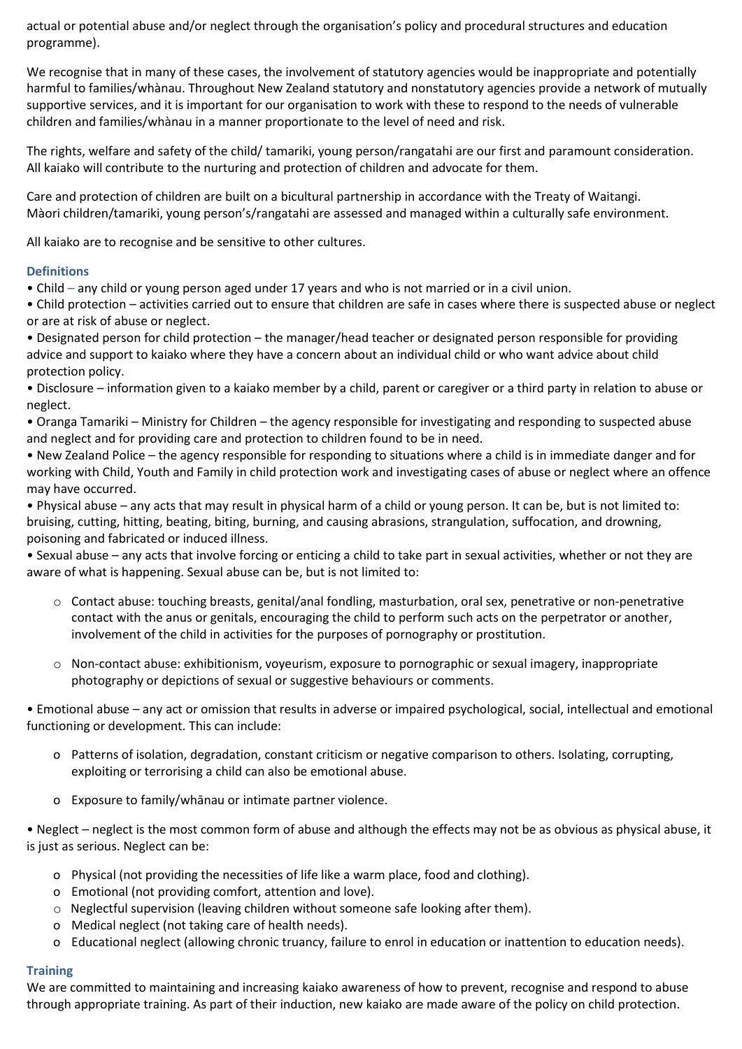actual or potential abuse and/or neglect through the organisation's policy and procedural structures and education programme).

We recognise that in many of these cases, the involvement of statutory agencies would be inappropriate and potentially harmful to families/whànau. Throughout New Zealand statutory and nonstatutory agencies provide a network of mutually supportive services, and it is important for our organisation to work with these to respond to the needs of vulnerable children and families/whànau in a manner proportionate to the level of need and risk.

The rights, welfare and safety of the child/ tamariki, young person/rangatahi are our first and paramount consideration. All kaiako will contribute to the nurturing and protection of children and advocate for them.

Care and protection of children are built on a bicultural partnership in accordance with the Treaty of Waitangi. Màori children/tamariki, young person's/rangatahi are assessed and managed within a culturally safe environment.

All kaiako are to recognise and be sensitive to other cultures.

### Definitions

- Child – any child or young person aged under 17 years and who is not married or in a civil union.
- Child protection – activities carried out to ensure that children are safe in cases where there is suspected abuse or neglect or are at risk of abuse or neglect.
- Designated person for child protection – the manager/head teacher or designated person responsible for providing advice and support to kaiako where they have a concern about an individual child or who want advice about child protection policy.
- Disclosure – information given to a kaiako member by a child, parent or caregiver or a third party in relation to abuse or neglect.
- Oranga Tamariki – Ministry for Children – the agency responsible for investigating and responding to suspected abuse and neglect and for providing care and protection to children found to be in need.
- New Zealand Police – the agency responsible for responding to situations where a child is in immediate danger and for working with Child, Youth and Family in child protection work and investigating cases of abuse or neglect where an offence may have occurred.
- Physical abuse – any acts that may result in physical harm of a child or young person. It can be, but is not limited to: bruising, cutting, hitting, beating, biting, burning, and causing abrasions, strangulation, suffocation, and drowning, poisoning and fabricated or induced illness.
- Sexual abuse – any acts that involve forcing or enticing a child to take part in sexual activities, whether or not they are aware of what is happening. Sexual abuse can be, but is not limited to:
  - Contact abuse: touching breasts, genital/anal fondling, masturbation, oral sex, penetrative or non-penetrative contact with the anus or genitals, encouraging the child to perform such acts on the perpetrator or another, involvement of the child in activities for the purposes of pornography or prostitution.
  - Non-contact abuse: exhibitionism, voyeurism, exposure to pornographic or sexual imagery, inappropriate photography or depictions of sexual or suggestive behaviours or comments.
- Emotional abuse – any act or omission that results in adverse or impaired psychological, social, intellectual and emotional functioning or development. This can include:
  - Patterns of isolation, degradation, constant criticism or negative comparison to others. Isolating, corrupting, exploiting or terrorising a child can also be emotional abuse.
  - Exposure to family/whānau or intimate partner violence.
- Neglect – neglect is the most common form of abuse and although the effects may not be as obvious as physical abuse, it is just as serious. Neglect can be:
  - Physical (not providing the necessities of life like a warm place, food and clothing).
  - Emotional (not providing comfort, attention and love).
  - Neglectful supervision (leaving children without someone safe looking after them).
  - Medical neglect (not taking care of health needs).
  - Educational neglect (allowing chronic truancy, failure to enrol in education or inattention to education needs).

### Training

We are committed to maintaining and increasing kaiako awareness of how to prevent, recognise and respond to abuse through appropriate training. As part of their induction, new kaiako are made aware of the policy on child protection.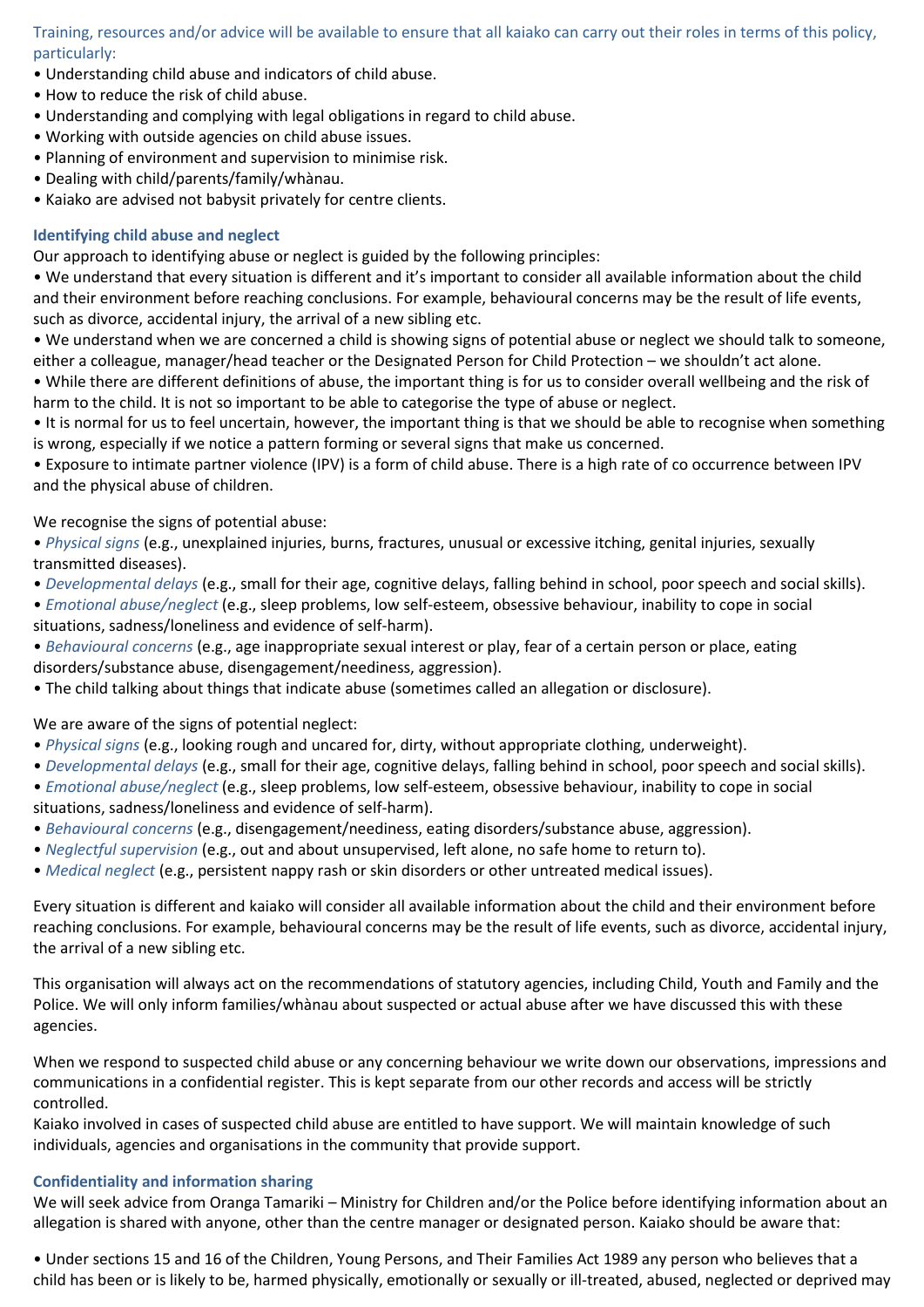Training, resources and/or advice will be available to ensure that all kaiako can carry out their roles in terms of this policy, particularly:

- Understanding child abuse and indicators of child abuse.
- How to reduce the risk of child abuse.
- Understanding and complying with legal obligations in regard to child abuse.
- Working with outside agencies on child abuse issues.
- Planning of environment and supervision to minimise risk.
- Dealing with child/parents/family/whànau.
- Kaiako are advised not babysit privately for centre clients.

### Identifying child abuse and neglect

Our approach to identifying abuse or neglect is guided by the following principles:

- We understand that every situation is different and it's important to consider all available information about the child and their environment before reaching conclusions. For example, behavioural concerns may be the result of life events, such as divorce, accidental injury, the arrival of a new sibling etc.
- We understand when we are concerned a child is showing signs of potential abuse or neglect we should talk to someone, either a colleague, manager/head teacher or the Designated Person for Child Protection – we shouldn't act alone.
- While there are different definitions of abuse, the important thing is for us to consider overall wellbeing and the risk of harm to the child. It is not so important to be able to categorise the type of abuse or neglect.
- It is normal for us to feel uncertain, however, the important thing is that we should be able to recognise when something is wrong, especially if we notice a pattern forming or several signs that make us concerned.
- Exposure to intimate partner violence (IPV) is a form of child abuse. There is a high rate of co occurrence between IPV and the physical abuse of children.

We recognise the signs of potential abuse:

- *Physical signs* (e.g., unexplained injuries, burns, fractures, unusual or excessive itching, genital injuries, sexually transmitted diseases).
- *Developmental delays* (e.g., small for their age, cognitive delays, falling behind in school, poor speech and social skills).
- *Emotional abuse/neglect* (e.g., sleep problems, low self-esteem, obsessive behaviour, inability to cope in social situations, sadness/loneliness and evidence of self-harm).
- *Behavioural concerns* (e.g., age inappropriate sexual interest or play, fear of a certain person or place, eating disorders/substance abuse, disengagement/neediness, aggression).
- The child talking about things that indicate abuse (sometimes called an allegation or disclosure).

We are aware of the signs of potential neglect:

- *Physical signs* (e.g., looking rough and uncared for, dirty, without appropriate clothing, underweight).
- *Developmental delays* (e.g., small for their age, cognitive delays, falling behind in school, poor speech and social skills).
- *Emotional abuse/neglect* (e.g., sleep problems, low self-esteem, obsessive behaviour, inability to cope in social situations, sadness/loneliness and evidence of self-harm).
- *Behavioural concerns* (e.g., disengagement/neediness, eating disorders/substance abuse, aggression).
- *Neglectful supervision* (e.g., out and about unsupervised, left alone, no safe home to return to).
- *Medical neglect* (e.g., persistent nappy rash or skin disorders or other untreated medical issues).

Every situation is different and kaiako will consider all available information about the child and their environment before reaching conclusions. For example, behavioural concerns may be the result of life events, such as divorce, accidental injury, the arrival of a new sibling etc.

This organisation will always act on the recommendations of statutory agencies, including Child, Youth and Family and the Police. We will only inform families/whànau about suspected or actual abuse after we have discussed this with these agencies.

When we respond to suspected child abuse or any concerning behaviour we write down our observations, impressions and communications in a confidential register. This is kept separate from our other records and access will be strictly controlled.

Kaiako involved in cases of suspected child abuse are entitled to have support. We will maintain knowledge of such individuals, agencies and organisations in the community that provide support.

### Confidentiality and information sharing

We will seek advice from Oranga Tamariki – Ministry for Children and/or the Police before identifying information about an allegation is shared with anyone, other than the centre manager or designated person. Kaiako should be aware that:

- Under sections 15 and 16 of the Children, Young Persons, and Their Families Act 1989 any person who believes that a child has been or is likely to be, harmed physically, emotionally or sexually or ill-treated, abused, neglected or deprived may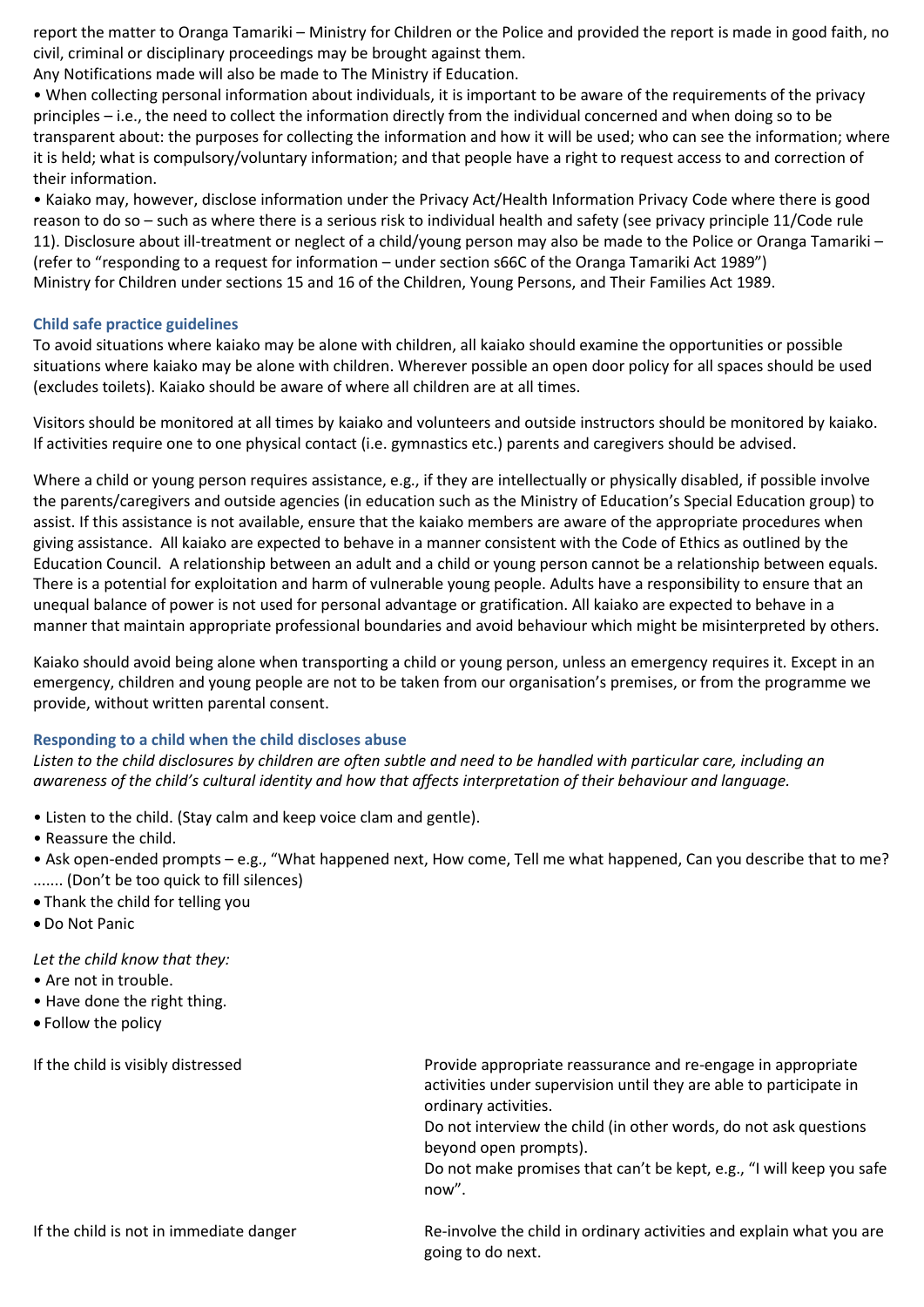report the matter to Oranga Tamariki – Ministry for Children or the Police and provided the report is made in good faith, no civil, criminal or disciplinary proceedings may be brought against them.
Any Notifications made will also be made to The Ministry if Education.

- When collecting personal information about individuals, it is important to be aware of the requirements of the privacy principles – i.e., the need to collect the information directly from the individual concerned and when doing so to be transparent about: the purposes for collecting the information and how it will be used; who can see the information; where it is held; what is compulsory/voluntary information; and that people have a right to request access to and correction of their information.
- Kaiako may, however, disclose information under the Privacy Act/Health Information Privacy Code where there is good reason to do so – such as where there is a serious risk to individual health and safety (see privacy principle 11/Code rule 11). Disclosure about ill-treatment or neglect of a child/young person may also be made to the Police or Oranga Tamariki – (refer to "responding to a request for information – under section s66C of the Oranga Tamariki Act 1989")
Ministry for Children under sections 15 and 16 of the Children, Young Persons, and Their Families Act 1989.

### Child safe practice guidelines

To avoid situations where kaiako may be alone with children, all kaiako should examine the opportunities or possible situations where kaiako may be alone with children. Wherever possible an open door policy for all spaces should be used (excludes toilets). Kaiako should be aware of where all children are at all times.

Visitors should be monitored at all times by kaiako and volunteers and outside instructors should be monitored by kaiako. If activities require one to one physical contact (i.e. gymnastics etc.) parents and caregivers should be advised.

Where a child or young person requires assistance, e.g., if they are intellectually or physically disabled, if possible involve the parents/caregivers and outside agencies (in education such as the Ministry of Education's Special Education group) to assist. If this assistance is not available, ensure that the kaiako members are aware of the appropriate procedures when giving assistance. All kaiako are expected to behave in a manner consistent with the Code of Ethics as outlined by the Education Council. A relationship between an adult and a child or young person cannot be a relationship between equals. There is a potential for exploitation and harm of vulnerable young people. Adults have a responsibility to ensure that an unequal balance of power is not used for personal advantage or gratification. All kaiako are expected to behave in a manner that maintain appropriate professional boundaries and avoid behaviour which might be misinterpreted by others.

Kaiako should avoid being alone when transporting a child or young person, unless an emergency requires it. Except in an emergency, children and young people are not to be taken from our organisation's premises, or from the programme we provide, without written parental consent.

### Responding to a child when the child discloses abuse

*Listen to the child disclosures by children are often subtle and need to be handled with particular care, including an awareness of the child's cultural identity and how that affects interpretation of their behaviour and language.*

- Listen to the child. (Stay calm and keep voice clam and gentle).
- Reassure the child.
- Ask open-ended prompts – e.g., "What happened next, How come, Tell me what happened, Can you describe that to me? ....... (Don't be too quick to fill silences)
- Thank the child for telling you
- Do Not Panic

*Let the child know that they:*

- Are not in trouble.
- Have done the right thing.
- Follow the policy

| | |
|---|---|
| If the child is visibly distressed | Provide appropriate reassurance and re-engage in appropriate activities under supervision until they are able to participate in ordinary activities.<br>Do not interview the child (in other words, do not ask questions beyond open prompts).<br>Do not make promises that can't be kept, e.g., "I will keep you safe now". |
| If the child is not in immediate danger | Re-involve the child in ordinary activities and explain what you are going to do next. |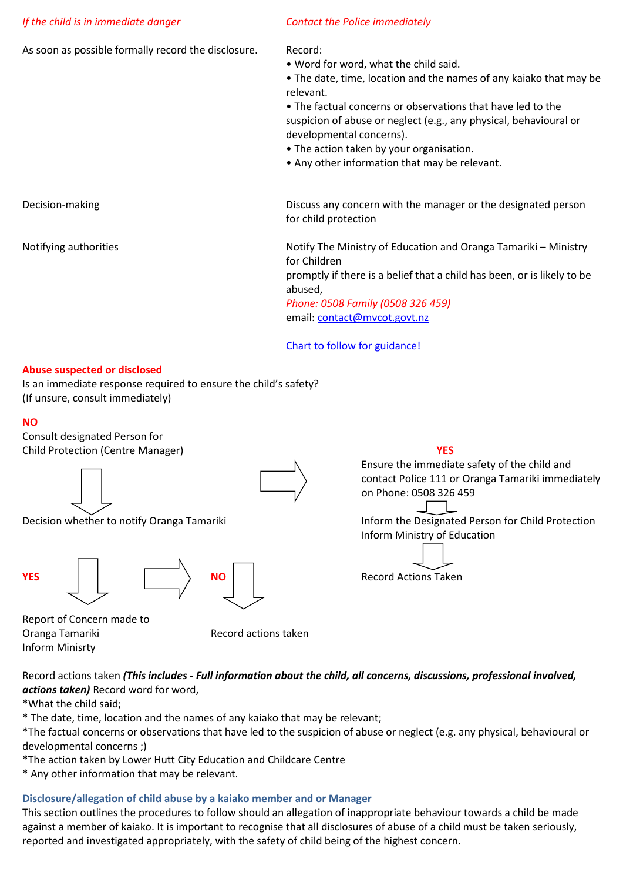| | |
|---|---|
| *If the child is in immediate danger* | *Contact the Police immediately* |
| As soon as possible formally record the disclosure. | Record:<br>• Word for word, what the child said.<br>• The date, time, location and the names of any kaiako that may be relevant.<br>• The factual concerns or observations that have led to the suspicion of abuse or neglect (e.g., any physical, behavioural or developmental concerns).<br>• The action taken by your organisation.<br>• Any other information that may be relevant. |
| Decision-making | Discuss any concern with the manager or the designated person for child protection |
| Notifying authorities | Notify The Ministry of Education and Oranga Tamariki – Ministry for Children<br>promptly if there is a belief that a child has been, or is likely to be abused,<br>*Phone: 0508 Family (0508 326 459)*<br>email: [contact@mvcot.govt.nz](mailto:contact@mvcot.govt.nz) |

Chart to follow for guidance!

**Abuse suspected or disclosed**

Is an immediate response required to ensure the child's safety?
(If unsure, consult immediately)

**NO**

Consult designated Person for
Child Protection (Centre Manager)

↓

Decision whether to notify Oranga Tamariki

**YES** ↓

Report of Concern made to
Oranga Tamariki
Inform Minisrty

**NO** ↓

Record actions taken

**YES**

Ensure the immediate safety of the child and contact Police 111 or Oranga Tamariki immediately on Phone: 0508 326 459

↓

Inform the Designated Person for Child Protection
Inform Ministry of Education

↓

Record Actions Taken

Record actions taken ***(This includes - Full information about the child, all concerns, discussions, professional involved, actions taken)*** Record word for word,

*What the child said;

* The date, time, location and the names of any kaiako that may be relevant;

*The factual concerns or observations that have led to the suspicion of abuse or neglect (e.g. any physical, behavioural or developmental concerns ;)

*The action taken by Lower Hutt City Education and Childcare Centre

* Any other information that may be relevant.

### Disclosure/allegation of child abuse by a kaiako member and or Manager

This section outlines the procedures to follow should an allegation of inappropriate behaviour towards a child be made against a member of kaiako. It is important to recognise that all disclosures of abuse of a child must be taken seriously, reported and investigated appropriately, with the safety of child being of the highest concern.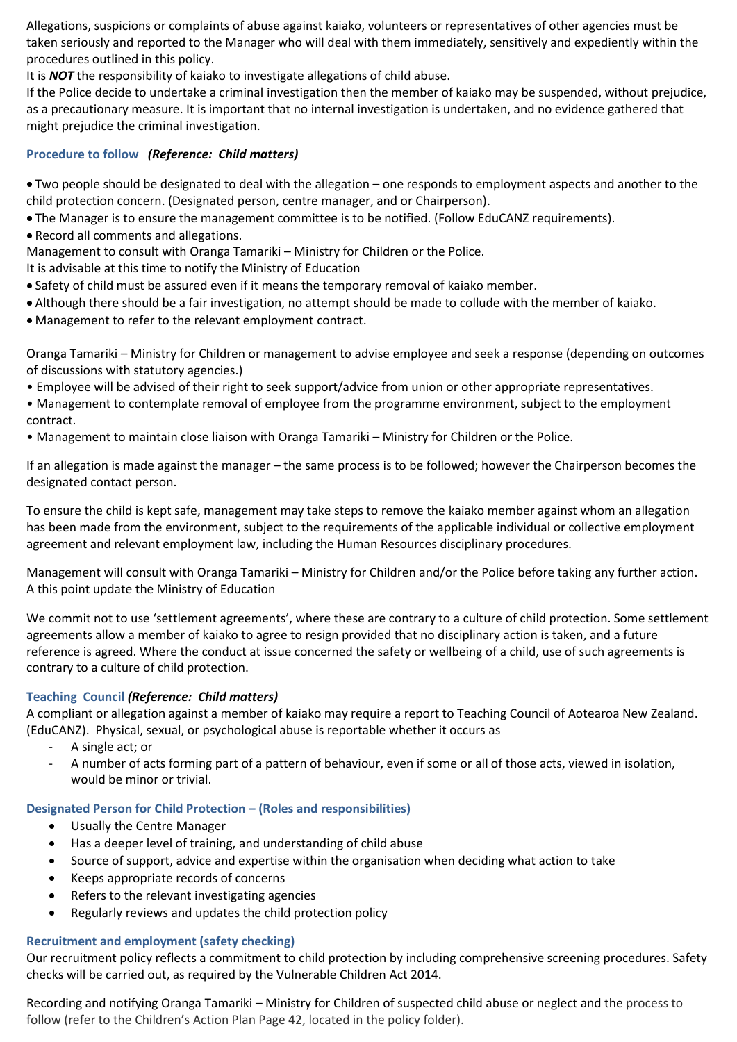Allegations, suspicions or complaints of abuse against kaiako, volunteers or representatives of other agencies must be taken seriously and reported to the Manager who will deal with them immediately, sensitively and expediently within the procedures outlined in this policy.

It is ***NOT*** the responsibility of kaiako to investigate allegations of child abuse.

If the Police decide to undertake a criminal investigation then the member of kaiako may be suspended, without prejudice, as a precautionary measure. It is important that no internal investigation is undertaken, and no evidence gathered that might prejudice the criminal investigation.

### Procedure to follow ***(Reference: Child matters)***

- Two people should be designated to deal with the allegation – one responds to employment aspects and another to the child protection concern. (Designated person, centre manager, and or Chairperson).
- The Manager is to ensure the management committee is to be notified. (Follow EduCANZ requirements).
- Record all comments and allegations.

Management to consult with Oranga Tamariki – Ministry for Children or the Police.

It is advisable at this time to notify the Ministry of Education

- Safety of child must be assured even if it means the temporary removal of kaiako member.
- Although there should be a fair investigation, no attempt should be made to collude with the member of kaiako.
- Management to refer to the relevant employment contract.

Oranga Tamariki – Ministry for Children or management to advise employee and seek a response (depending on outcomes of discussions with statutory agencies.)

- Employee will be advised of their right to seek support/advice from union or other appropriate representatives.
- Management to contemplate removal of employee from the programme environment, subject to the employment contract.
- Management to maintain close liaison with Oranga Tamariki – Ministry for Children or the Police.

If an allegation is made against the manager – the same process is to be followed; however the Chairperson becomes the designated contact person.

To ensure the child is kept safe, management may take steps to remove the kaiako member against whom an allegation has been made from the environment, subject to the requirements of the applicable individual or collective employment agreement and relevant employment law, including the Human Resources disciplinary procedures.

Management will consult with Oranga Tamariki – Ministry for Children and/or the Police before taking any further action. A this point update the Ministry of Education

We commit not to use 'settlement agreements', where these are contrary to a culture of child protection. Some settlement agreements allow a member of kaiako to agree to resign provided that no disciplinary action is taken, and a future reference is agreed. Where the conduct at issue concerned the safety or wellbeing of a child, use of such agreements is contrary to a culture of child protection.

### Teaching Council ***(Reference: Child matters)***

A compliant or allegation against a member of kaiako may require a report to Teaching Council of Aotearoa New Zealand. (EduCANZ). Physical, sexual, or psychological abuse is reportable whether it occurs as

- A single act; or
- A number of acts forming part of a pattern of behaviour, even if some or all of those acts, viewed in isolation, would be minor or trivial.

### Designated Person for Child Protection – (Roles and responsibilities)

- Usually the Centre Manager
- Has a deeper level of training, and understanding of child abuse
- Source of support, advice and expertise within the organisation when deciding what action to take
- Keeps appropriate records of concerns
- Refers to the relevant investigating agencies
- Regularly reviews and updates the child protection policy

### Recruitment and employment (safety checking)

Our recruitment policy reflects a commitment to child protection by including comprehensive screening procedures. Safety checks will be carried out, as required by the Vulnerable Children Act 2014.

Recording and notifying Oranga Tamariki – Ministry for Children of suspected child abuse or neglect and the process to follow (refer to the Children's Action Plan Page 42, located in the policy folder).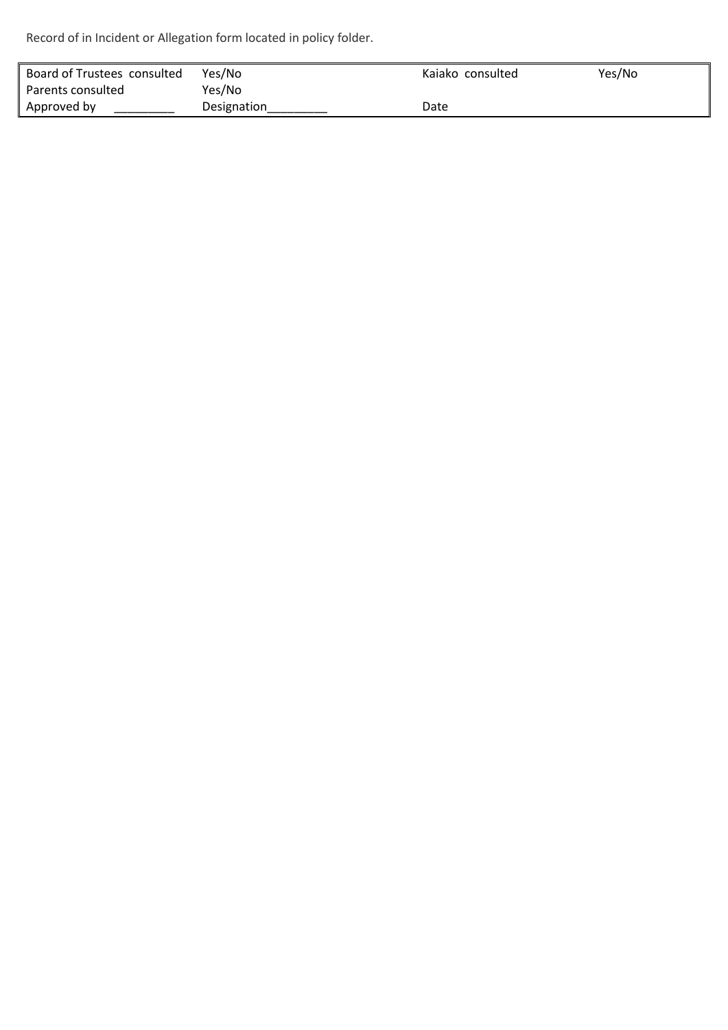Record of in Incident or Allegation form located in policy folder.

| | | | |
|---|---|---|---|
| Board of Trustees consulted | Yes/No | Kaiako consulted | Yes/No |
| Parents consulted | Yes/No | | |
| Approved by _________ | Designation_________ | Date | |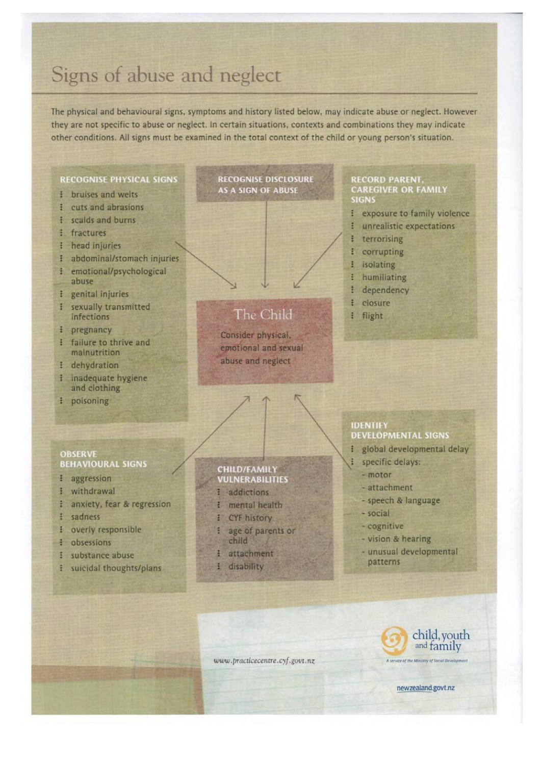# Signs of abuse and neglect

The physical and behavioural signs, symptoms and history listed below, may indicate abuse or neglect. However they are not specific to abuse or neglect. In certain situations, contexts and combinations they may indicate other conditions. All signs must be examined in the total context of the child or young person's situation.

## RECOGNISE PHYSICAL SIGNS

- bruises and welts
- cuts and abrasions
- scalds and burns
- fractures
- head injuries
- abdominal/stomach injuries
- emotional/psychological abuse
- genital injuries
- sexually transmitted infections
- pregnancy
- failure to thrive and malnutrition
- dehydration
- inadequate hygiene and clothing
- poisoning

## RECOGNISE DISCLOSURE AS A SIGN OF ABUSE

## RECORD PARENT, CAREGIVER OR FAMILY SIGNS

- exposure to family violence
- unrealistic expectations
- terrorising
- corrupting
- isolating
- humiliating
- dependency
- closure
- flight

## The Child

Consider physical, emotional and sexual abuse and neglect

## OBSERVE BEHAVIOURAL SIGNS

- aggression
- withdrawal
- anxiety, fear & regression
- sadness
- overly responsible
- obsessions
- substance abuse
- suicidal thoughts/plans

## CHILD/FAMILY VULNERABILITIES

- addictions
- mental health
- CYF history
- age of parents or child
- attachment
- disability

## IDENTIFY DEVELOPMENTAL SIGNS

- global developmental delay
- specific delays:
  - motor
  - attachment
  - speech & language
  - social
  - cognitive
  - vision & hearing
  - unusual developmental patterns

*www.practicecentre.cyf.govt.nz*

child, youth and family

A service of the Ministry of Social Development

newzealand.govt.nz